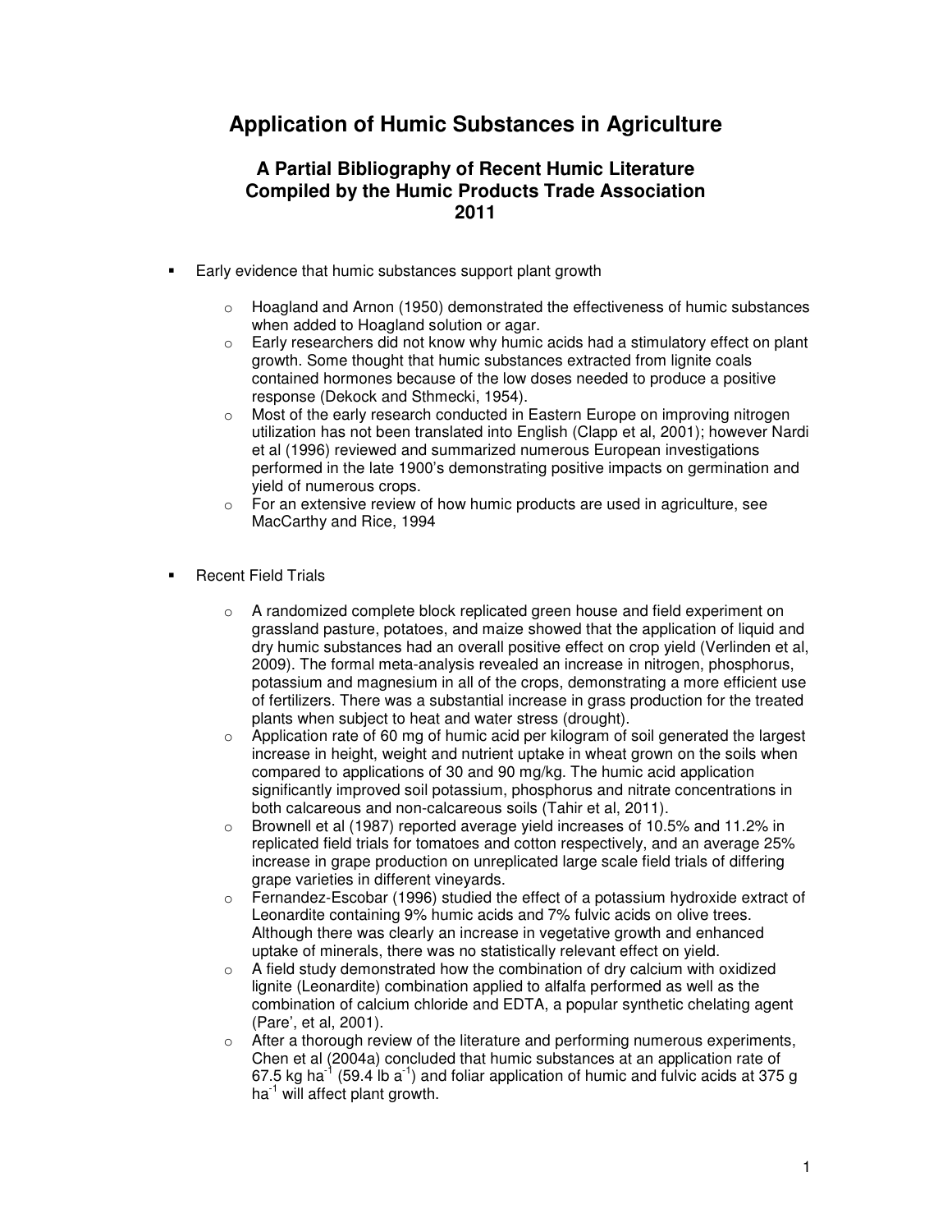# Application of Humic Substances in Agriculture

## A Partial Bibliography of Recent Humic Literature Compiled by the Humic Products Trade Association 2011

- Early evidence that humic substances support plant growth
  - Hoagland and Arnon (1950) demonstrated the effectiveness of humic substances when added to Hoagland solution or agar.
  - Early researchers did not know why humic acids had a stimulatory effect on plant growth. Some thought that humic substances extracted from lignite coals contained hormones because of the low doses needed to produce a positive response (Dekock and Sthmecki, 1954).
  - Most of the early research conducted in Eastern Europe on improving nitrogen utilization has not been translated into English (Clapp et al, 2001); however Nardi et al (1996) reviewed and summarized numerous European investigations performed in the late 1900's demonstrating positive impacts on germination and yield of numerous crops.
  - For an extensive review of how humic products are used in agriculture, see MacCarthy and Rice, 1994

- Recent Field Trials
  - A randomized complete block replicated green house and field experiment on grassland pasture, potatoes, and maize showed that the application of liquid and dry humic substances had an overall positive effect on crop yield (Verlinden et al, 2009). The formal meta-analysis revealed an increase in nitrogen, phosphorus, potassium and magnesium in all of the crops, demonstrating a more efficient use of fertilizers. There was a substantial increase in grass production for the treated plants when subject to heat and water stress (drought).
  - Application rate of 60 mg of humic acid per kilogram of soil generated the largest increase in height, weight and nutrient uptake in wheat grown on the soils when compared to applications of 30 and 90 mg/kg. The humic acid application significantly improved soil potassium, phosphorus and nitrate concentrations in both calcareous and non-calcareous soils (Tahir et al, 2011).
  - Brownell et al (1987) reported average yield increases of 10.5% and 11.2% in replicated field trials for tomatoes and cotton respectively, and an average 25% increase in grape production on unreplicated large scale field trials of differing grape varieties in different vineyards.
  - Fernandez-Escobar (1996) studied the effect of a potassium hydroxide extract of Leonardite containing 9% humic acids and 7% fulvic acids on olive trees. Although there was clearly an increase in vegetative growth and enhanced uptake of minerals, there was no statistically relevant effect on yield.
  - A field study demonstrated how the combination of dry calcium with oxidized lignite (Leonardite) combination applied to alfalfa performed as well as the combination of calcium chloride and EDTA, a popular synthetic chelating agent (Pare', et al, 2001).
  - After a thorough review of the literature and performing numerous experiments, Chen et al (2004a) concluded that humic substances at an application rate of 67.5 kg $ha^{-1}$ (59.4 lb $a^{-1}$) and foliar application of humic and fulvic acids at 375 g $ha^{-1}$ will affect plant growth.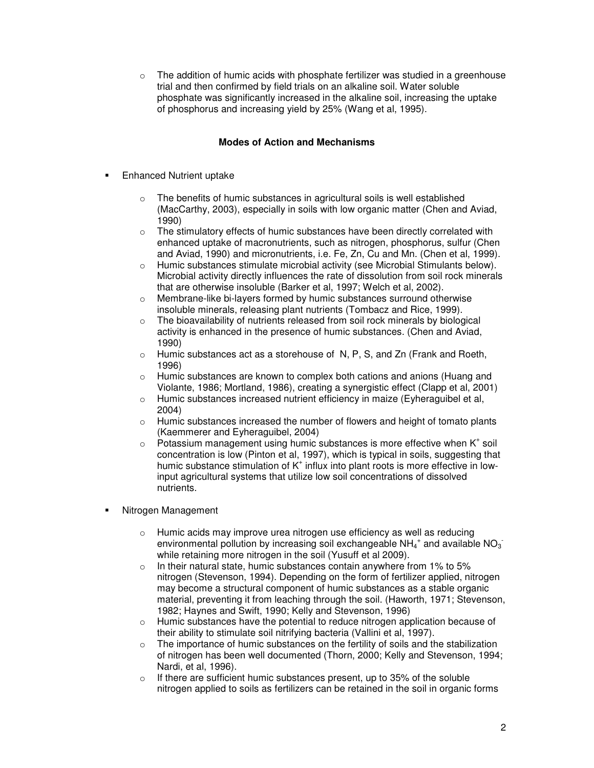- The addition of humic acids with phosphate fertilizer was studied in a greenhouse trial and then confirmed by field trials on an alkaline soil. Water soluble phosphate was significantly increased in the alkaline soil, increasing the uptake of phosphorus and increasing yield by 25% (Wang et al, 1995).

## Modes of Action and Mechanisms

- Enhanced Nutrient uptake
  - The benefits of humic substances in agricultural soils is well established (MacCarthy, 2003), especially in soils with low organic matter (Chen and Aviad, 1990)
  - The stimulatory effects of humic substances have been directly correlated with enhanced uptake of macronutrients, such as nitrogen, phosphorus, sulfur (Chen and Aviad, 1990) and micronutrients, i.e. Fe, Zn, Cu and Mn. (Chen et al, 1999).
  - Humic substances stimulate microbial activity (see Microbial Stimulants below). Microbial activity directly influences the rate of dissolution from soil rock minerals that are otherwise insoluble (Barker et al, 1997; Welch et al, 2002).
  - Membrane-like bi-layers formed by humic substances surround otherwise insoluble minerals, releasing plant nutrients (Tombacz and Rice, 1999).
  - The bioavailability of nutrients released from soil rock minerals by biological activity is enhanced in the presence of humic substances. (Chen and Aviad, 1990)
  - Humic substances act as a storehouse of N, P, S, and Zn (Frank and Roeth, 1996)
  - Humic substances are known to complex both cations and anions (Huang and Violante, 1986; Mortland, 1986), creating a synergistic effect (Clapp et al, 2001)
  - Humic substances increased nutrient efficiency in maize (Eyheraguibel et al, 2004)
  - Humic substances increased the number of flowers and height of tomato plants (Kaemmerer and Eyheraguibel, 2004)
  - Potassium management using humic substances is more effective when $K^+$ soil concentration is low (Pinton et al, 1997), which is typical in soils, suggesting that humic substance stimulation of $K^+$ influx into plant roots is more effective in low-input agricultural systems that utilize low soil concentrations of dissolved nutrients.

- Nitrogen Management
  - Humic acids may improve urea nitrogen use efficiency as well as reducing environmental pollution by increasing soil exchangeable $NH_4^+$ and available $NO_3^-$ while retaining more nitrogen in the soil (Yusuff et al 2009).
  - In their natural state, humic substances contain anywhere from 1% to 5% nitrogen (Stevenson, 1994). Depending on the form of fertilizer applied, nitrogen may become a structural component of humic substances as a stable organic material, preventing it from leaching through the soil. (Haworth, 1971; Stevenson, 1982; Haynes and Swift, 1990; Kelly and Stevenson, 1996)
  - Humic substances have the potential to reduce nitrogen application because of their ability to stimulate soil nitrifying bacteria (Vallini et al, 1997).
  - The importance of humic substances on the fertility of soils and the stabilization of nitrogen has been well documented (Thorn, 2000; Kelly and Stevenson, 1994; Nardi, et al, 1996).
  - If there are sufficient humic substances present, up to 35% of the soluble nitrogen applied to soils as fertilizers can be retained in the soil in organic forms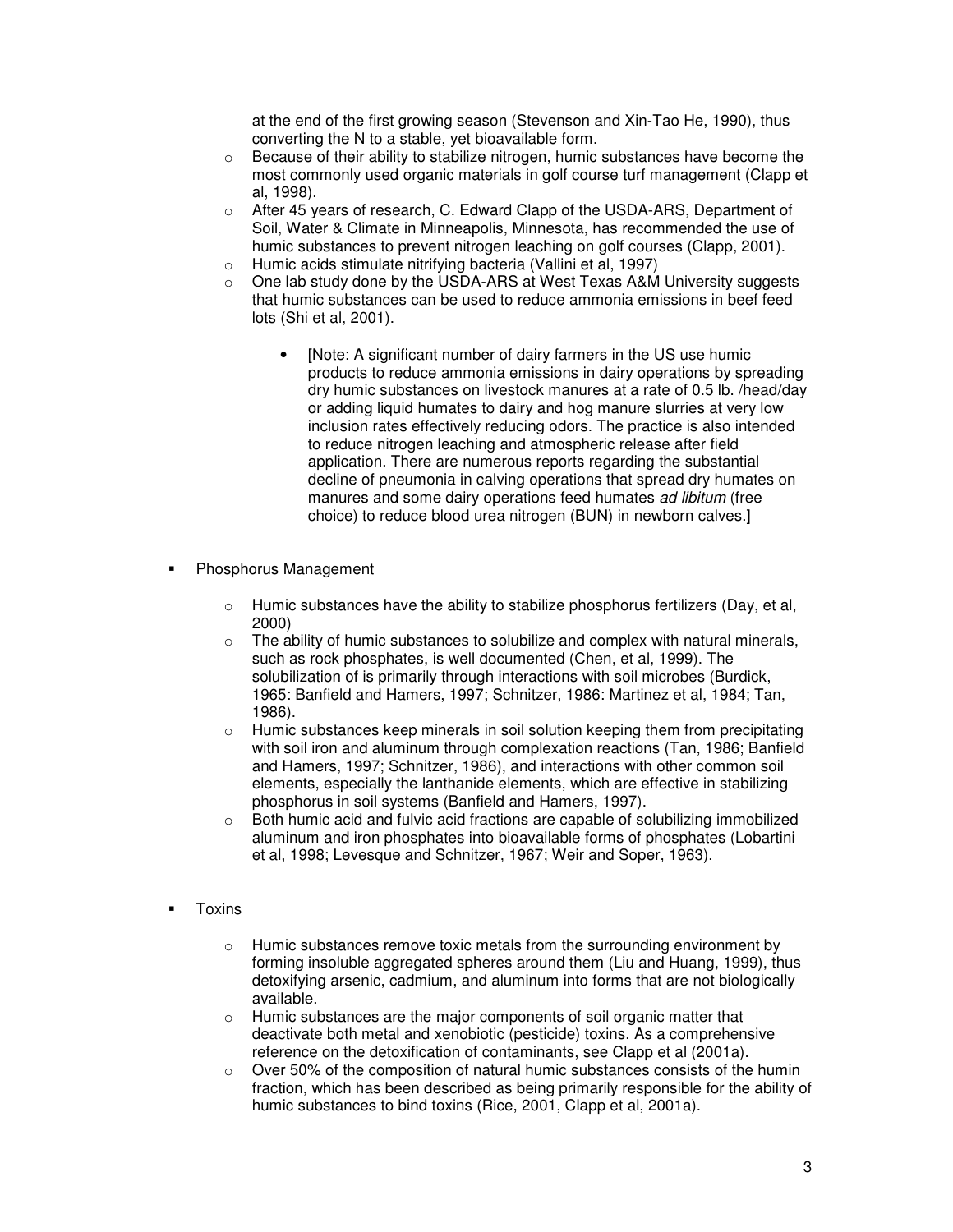at the end of the first growing season (Stevenson and Xin-Tao He, 1990), thus converting the N to a stable, yet bioavailable form.

- Because of their ability to stabilize nitrogen, humic substances have become the most commonly used organic materials in golf course turf management (Clapp et al, 1998).
- After 45 years of research, C. Edward Clapp of the USDA-ARS, Department of Soil, Water & Climate in Minneapolis, Minnesota, has recommended the use of humic substances to prevent nitrogen leaching on golf courses (Clapp, 2001).
- Humic acids stimulate nitrifying bacteria (Vallini et al, 1997)
- One lab study done by the USDA-ARS at West Texas A&M University suggests that humic substances can be used to reduce ammonia emissions in beef feed lots (Shi et al, 2001).
  - [Note: A significant number of dairy farmers in the US use humic products to reduce ammonia emissions in dairy operations by spreading dry humic substances on livestock manures at a rate of 0.5 lb. /head/day or adding liquid humates to dairy and hog manure slurries at very low inclusion rates effectively reducing odors. The practice is also intended to reduce nitrogen leaching and atmospheric release after field application. There are numerous reports regarding the substantial decline of pneumonia in calving operations that spread dry humates on manures and some dairy operations feed humates *ad libitum* (free choice) to reduce blood urea nitrogen (BUN) in newborn calves.]

- Phosphorus Management
  - Humic substances have the ability to stabilize phosphorus fertilizers (Day, et al, 2000)
  - The ability of humic substances to solubilize and complex with natural minerals, such as rock phosphates, is well documented (Chen, et al, 1999). The solubilization of is primarily through interactions with soil microbes (Burdick, 1965: Banfield and Hamers, 1997; Schnitzer, 1986: Martinez et al, 1984; Tan, 1986).
  - Humic substances keep minerals in soil solution keeping them from precipitating with soil iron and aluminum through complexation reactions (Tan, 1986; Banfield and Hamers, 1997; Schnitzer, 1986), and interactions with other common soil elements, especially the lanthanide elements, which are effective in stabilizing phosphorus in soil systems (Banfield and Hamers, 1997).
  - Both humic acid and fulvic acid fractions are capable of solubilizing immobilized aluminum and iron phosphates into bioavailable forms of phosphates (Lobartini et al, 1998; Levesque and Schnitzer, 1967; Weir and Soper, 1963).

- Toxins
  - Humic substances remove toxic metals from the surrounding environment by forming insoluble aggregated spheres around them (Liu and Huang, 1999), thus detoxifying arsenic, cadmium, and aluminum into forms that are not biologically available.
  - Humic substances are the major components of soil organic matter that deactivate both metal and xenobiotic (pesticide) toxins. As a comprehensive reference on the detoxification of contaminants, see Clapp et al (2001a).
  - Over 50% of the composition of natural humic substances consists of the humin fraction, which has been described as being primarily responsible for the ability of humic substances to bind toxins (Rice, 2001, Clapp et al, 2001a).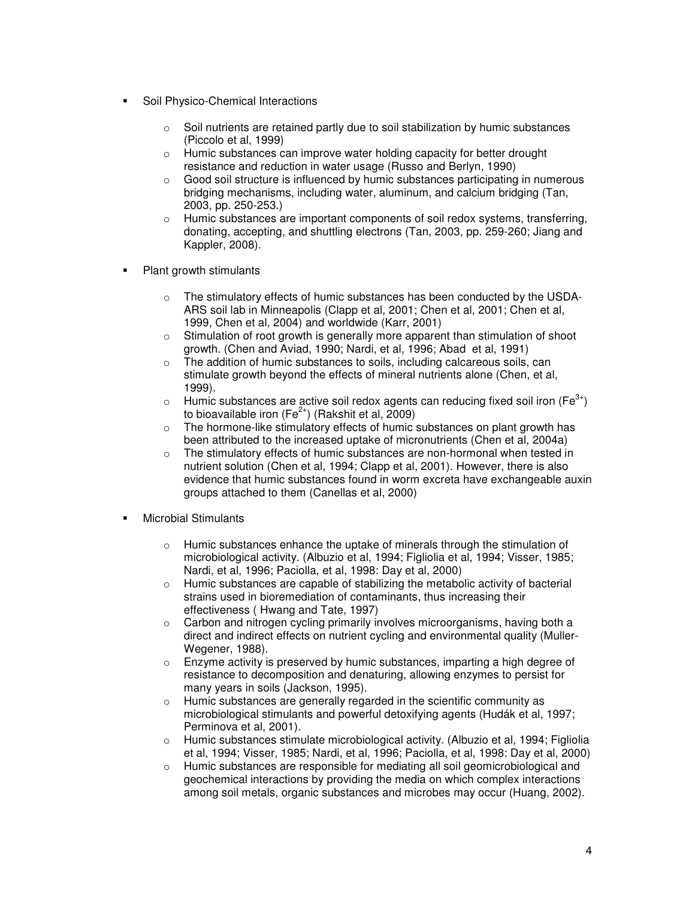- Soil Physico-Chemical Interactions
    - Soil nutrients are retained partly due to soil stabilization by humic substances (Piccolo et al, 1999)
    - Humic substances can improve water holding capacity for better drought resistance and reduction in water usage (Russo and Berlyn, 1990)
    - Good soil structure is influenced by humic substances participating in numerous bridging mechanisms, including water, aluminum, and calcium bridging (Tan, 2003, pp. 250-253.)
    - Humic substances are important components of soil redox systems, transferring, donating, accepting, and shuttling electrons (Tan, 2003, pp. 259-260; Jiang and Kappler, 2008).

- Plant growth stimulants
    - The stimulatory effects of humic substances has been conducted by the USDA-ARS soil lab in Minneapolis (Clapp et al, 2001; Chen et al, 2001; Chen et al, 1999, Chen et al, 2004) and worldwide (Karr, 2001)
    - Stimulation of root growth is generally more apparent than stimulation of shoot growth. (Chen and Aviad, 1990; Nardi, et al, 1996; Abad et al, 1991)
    - The addition of humic substances to soils, including calcareous soils, can stimulate growth beyond the effects of mineral nutrients alone (Chen, et al, 1999).
    - Humic substances are active soil redox agents can reducing fixed soil iron ($Fe^{3+}$) to bioavailable iron ($Fe^{2+}$) (Rakshit et al, 2009)
    - The hormone-like stimulatory effects of humic substances on plant growth has been attributed to the increased uptake of micronutrients (Chen et al, 2004a)
    - The stimulatory effects of humic substances are non-hormonal when tested in nutrient solution (Chen et al, 1994; Clapp et al, 2001). However, there is also evidence that humic substances found in worm excreta have exchangeable auxin groups attached to them (Canellas et al, 2000)

- Microbial Stimulants
    - Humic substances enhance the uptake of minerals through the stimulation of microbiological activity. (Albuzio et al, 1994; Figliolia et al, 1994; Visser, 1985; Nardi, et al, 1996; Paciolla, et al, 1998: Day et al, 2000)
    - Humic substances are capable of stabilizing the metabolic activity of bacterial strains used in bioremediation of contaminants, thus increasing their effectiveness ( Hwang and Tate, 1997)
    - Carbon and nitrogen cycling primarily involves microorganisms, having both a direct and indirect effects on nutrient cycling and environmental quality (Muller-Wegener, 1988).
    - Enzyme activity is preserved by humic substances, imparting a high degree of resistance to decomposition and denaturing, allowing enzymes to persist for many years in soils (Jackson, 1995).
    - Humic substances are generally regarded in the scientific community as microbiological stimulants and powerful detoxifying agents (Hudák et al, 1997; Perminova et al, 2001).
    - Humic substances stimulate microbiological activity. (Albuzio et al, 1994; Figliolia et al, 1994; Visser, 1985; Nardi, et al, 1996; Paciolla, et al, 1998: Day et al, 2000)
    - Humic substances are responsible for mediating all soil geomicrobiological and geochemical interactions by providing the media on which complex interactions among soil metals, organic substances and microbes may occur (Huang, 2002).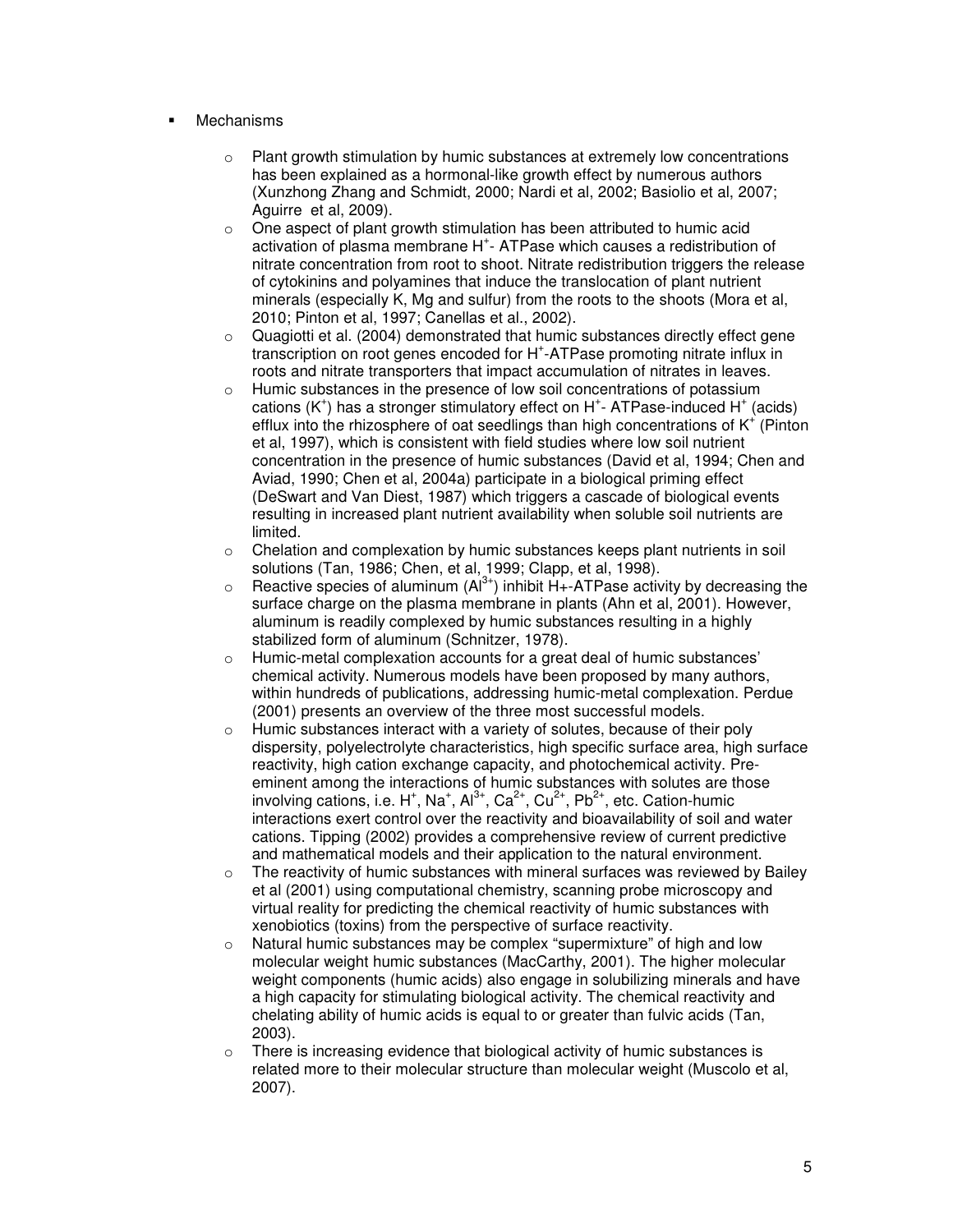- Mechanisms

  - Plant growth stimulation by humic substances at extremely low concentrations has been explained as a hormonal-like growth effect by numerous authors (Xunzhong Zhang and Schmidt, 2000; Nardi et al, 2002; Basiolio et al, 2007; Aguirre et al, 2009).
  - One aspect of plant growth stimulation has been attributed to humic acid activation of plasma membrane $H^+$- ATPase which causes a redistribution of nitrate concentration from root to shoot. Nitrate redistribution triggers the release of cytokinins and polyamines that induce the translocation of plant nutrient minerals (especially K, Mg and sulfur) from the roots to the shoots (Mora et al, 2010; Pinton et al, 1997; Canellas et al., 2002).
  - Quagiotti et al. (2004) demonstrated that humic substances directly effect gene transcription on root genes encoded for $H^+$-ATPase promoting nitrate influx in roots and nitrate transporters that impact accumulation of nitrates in leaves.
  - Humic substances in the presence of low soil concentrations of potassium cations ($K^+$) has a stronger stimulatory effect on $H^+$- ATPase-induced $H^+$ (acids) efflux into the rhizosphere of oat seedlings than high concentrations of $K^+$ (Pinton et al, 1997), which is consistent with field studies where low soil nutrient concentration in the presence of humic substances (David et al, 1994; Chen and Aviad, 1990; Chen et al, 2004a) participate in a biological priming effect (DeSwart and Van Diest, 1987) which triggers a cascade of biological events resulting in increased plant nutrient availability when soluble soil nutrients are limited.
  - Chelation and complexation by humic substances keeps plant nutrients in soil solutions (Tan, 1986; Chen, et al, 1999; Clapp, et al, 1998).
  - Reactive species of aluminum ($Al^{3+}$) inhibit H+-ATPase activity by decreasing the surface charge on the plasma membrane in plants (Ahn et al, 2001). However, aluminum is readily complexed by humic substances resulting in a highly stabilized form of aluminum (Schnitzer, 1978).
  - Humic-metal complexation accounts for a great deal of humic substances' chemical activity. Numerous models have been proposed by many authors, within hundreds of publications, addressing humic-metal complexation. Perdue (2001) presents an overview of the three most successful models.
  - Humic substances interact with a variety of solutes, because of their poly dispersity, polyelectrolyte characteristics, high specific surface area, high surface reactivity, high cation exchange capacity, and photochemical activity. Pre-eminent among the interactions of humic substances with solutes are those involving cations, i.e. $H^+$, $Na^+$, $Al^{3+}$, $Ca^{2+}$, $Cu^{2+}$, $Pb^{2+}$, etc. Cation-humic interactions exert control over the reactivity and bioavailability of soil and water cations. Tipping (2002) provides a comprehensive review of current predictive and mathematical models and their application to the natural environment.
  - The reactivity of humic substances with mineral surfaces was reviewed by Bailey et al (2001) using computational chemistry, scanning probe microscopy and virtual reality for predicting the chemical reactivity of humic substances with xenobiotics (toxins) from the perspective of surface reactivity.
  - Natural humic substances may be complex "supermixture" of high and low molecular weight humic substances (MacCarthy, 2001). The higher molecular weight components (humic acids) also engage in solubilizing minerals and have a high capacity for stimulating biological activity. The chemical reactivity and chelating ability of humic acids is equal to or greater than fulvic acids (Tan, 2003).
  - There is increasing evidence that biological activity of humic substances is related more to their molecular structure than molecular weight (Muscolo et al, 2007).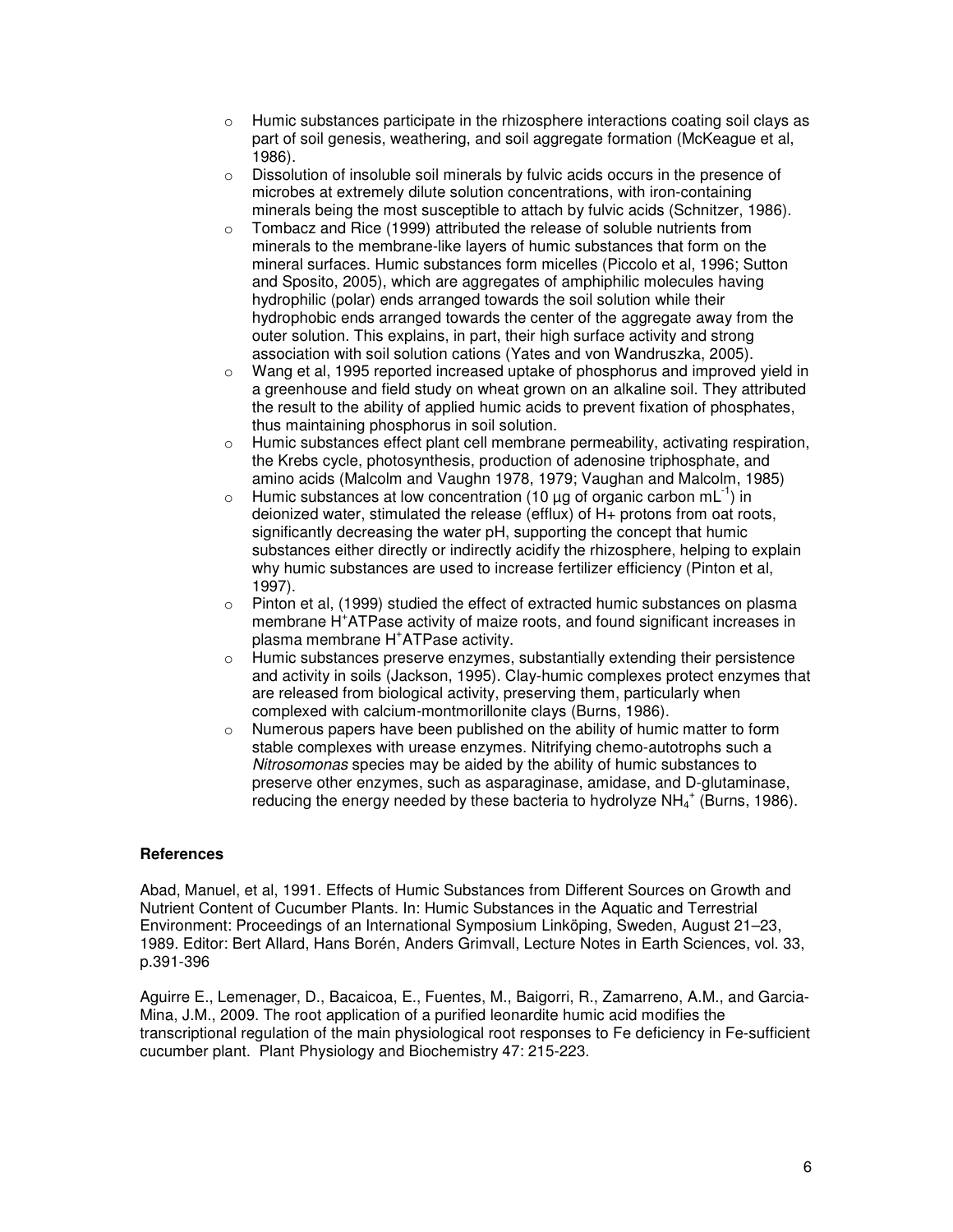- Humic substances participate in the rhizosphere interactions coating soil clays as part of soil genesis, weathering, and soil aggregate formation (McKeague et al, 1986).
- Dissolution of insoluble soil minerals by fulvic acids occurs in the presence of microbes at extremely dilute solution concentrations, with iron-containing minerals being the most susceptible to attach by fulvic acids (Schnitzer, 1986).
- Tombacz and Rice (1999) attributed the release of soluble nutrients from minerals to the membrane-like layers of humic substances that form on the mineral surfaces. Humic substances form micelles (Piccolo et al, 1996; Sutton and Sposito, 2005), which are aggregates of amphiphilic molecules having hydrophilic (polar) ends arranged towards the soil solution while their hydrophobic ends arranged towards the center of the aggregate away from the outer solution. This explains, in part, their high surface activity and strong association with soil solution cations (Yates and von Wandruszka, 2005).
- Wang et al, 1995 reported increased uptake of phosphorus and improved yield in a greenhouse and field study on wheat grown on an alkaline soil. They attributed the result to the ability of applied humic acids to prevent fixation of phosphates, thus maintaining phosphorus in soil solution.
- Humic substances effect plant cell membrane permeability, activating respiration, the Krebs cycle, photosynthesis, production of adenosine triphosphate, and amino acids (Malcolm and Vaughn 1978, 1979; Vaughan and Malcolm, 1985)
- Humic substances at low concentration (10 µg of organic carbon $mL^{-1}$) in deionized water, stimulated the release (efflux) of H+ protons from oat roots, significantly decreasing the water pH, supporting the concept that humic substances either directly or indirectly acidify the rhizosphere, helping to explain why humic substances are used to increase fertilizer efficiency (Pinton et al, 1997).
- Pinton et al, (1999) studied the effect of extracted humic substances on plasma membrane $H^+$ATPase activity of maize roots, and found significant increases in plasma membrane $H^+$ATPase activity.
- Humic substances preserve enzymes, substantially extending their persistence and activity in soils (Jackson, 1995). Clay-humic complexes protect enzymes that are released from biological activity, preserving them, particularly when complexed with calcium-montmorillonite clays (Burns, 1986).
- Numerous papers have been published on the ability of humic matter to form stable complexes with urease enzymes. Nitrifying chemo-autotrophs such a *Nitrosomonas* species may be aided by the ability of humic substances to preserve other enzymes, such as asparaginase, amidase, and D-glutaminase, reducing the energy needed by these bacteria to hydrolyze $NH_4^+$ (Burns, 1986).

**References**

Abad, Manuel, et al, 1991. Effects of Humic Substances from Different Sources on Growth and Nutrient Content of Cucumber Plants. In: Humic Substances in the Aquatic and Terrestrial Environment: Proceedings of an International Symposium Linkõping, Sweden, August 21–23, 1989. Editor: Bert Allard, Hans Borén, Anders Grimvall, Lecture Notes in Earth Sciences, vol. 33, p.391-396

Aguirre E., Lemenager, D., Bacaicoa, E., Fuentes, M., Baigorri, R., Zamarreno, A.M., and Garcia-Mina, J.M., 2009. The root application of a purified leonardite humic acid modifies the transcriptional regulation of the main physiological root responses to Fe deficiency in Fe-sufficient cucumber plant. Plant Physiology and Biochemistry 47: 215-223.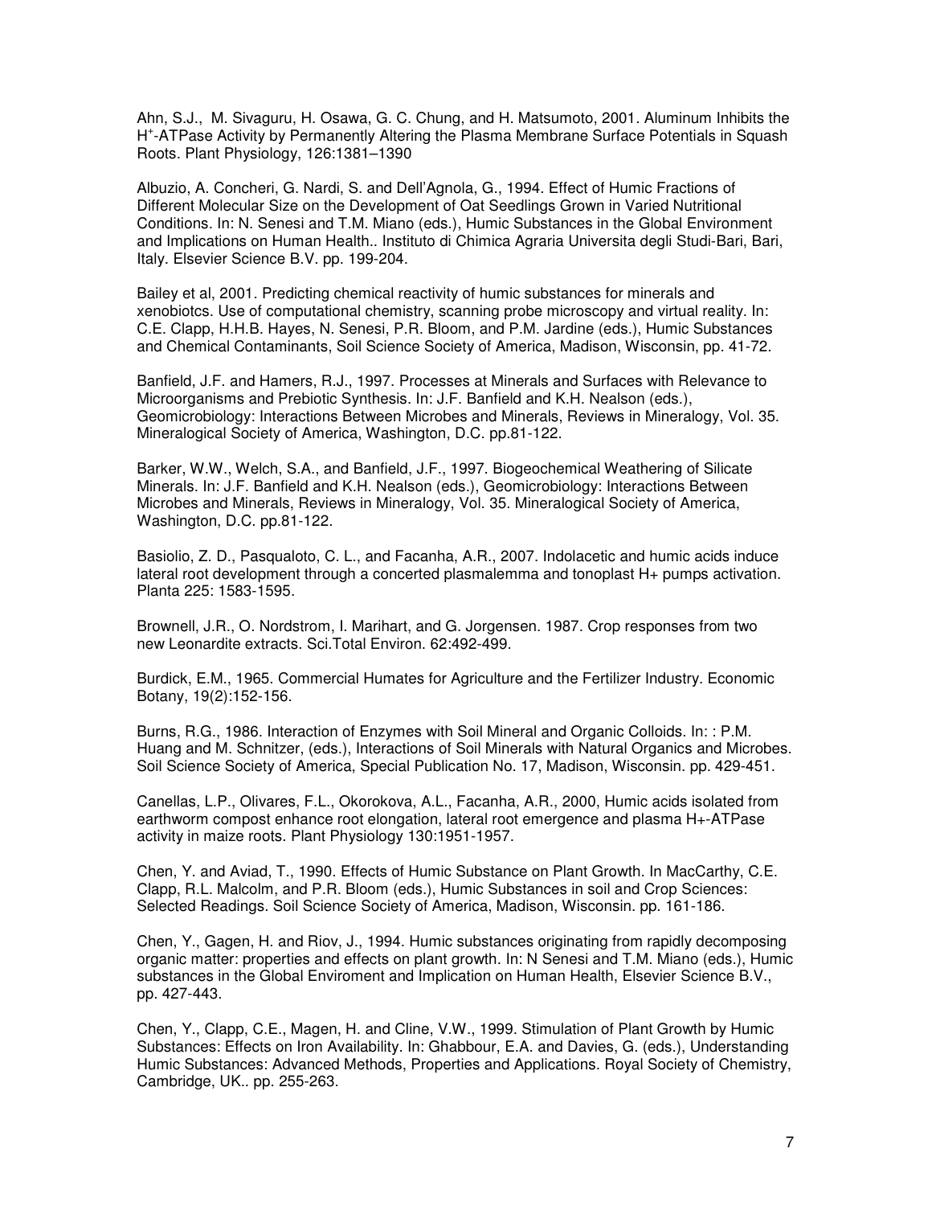Ahn, S.J., M. Sivaguru, H. Osawa, G. C. Chung, and H. Matsumoto, 2001. Aluminum Inhibits the $H^+$-ATPase Activity by Permanently Altering the Plasma Membrane Surface Potentials in Squash Roots. Plant Physiology, 126:1381–1390

Albuzio, A. Concheri, G. Nardi, S. and Dell'Agnola, G., 1994. Effect of Humic Fractions of Different Molecular Size on the Development of Oat Seedlings Grown in Varied Nutritional Conditions. In: N. Senesi and T.M. Miano (eds.), Humic Substances in the Global Environment and Implications on Human Health.. Instituto di Chimica Agraria Universita degli Studi-Bari, Bari, Italy. Elsevier Science B.V. pp. 199-204.

Bailey et al, 2001. Predicting chemical reactivity of humic substances for minerals and xenobiotcs. Use of computational chemistry, scanning probe microscopy and virtual reality. In: C.E. Clapp, H.H.B. Hayes, N. Senesi, P.R. Bloom, and P.M. Jardine (eds.), Humic Substances and Chemical Contaminants, Soil Science Society of America, Madison, Wisconsin, pp. 41-72.

Banfield, J.F. and Hamers, R.J., 1997. Processes at Minerals and Surfaces with Relevance to Microorganisms and Prebiotic Synthesis. In: J.F. Banfield and K.H. Nealson (eds.), Geomicrobiology: Interactions Between Microbes and Minerals, Reviews in Mineralogy, Vol. 35. Mineralogical Society of America, Washington, D.C. pp.81-122.

Barker, W.W., Welch, S.A., and Banfield, J.F., 1997. Biogeochemical Weathering of Silicate Minerals. In: J.F. Banfield and K.H. Nealson (eds.), Geomicrobiology: Interactions Between Microbes and Minerals, Reviews in Mineralogy, Vol. 35. Mineralogical Society of America, Washington, D.C. pp.81-122.

Basiolio, Z. D., Pasqualoto, C. L., and Facanha, A.R., 2007. Indolacetic and humic acids induce lateral root development through a concerted plasmalemma and tonoplast H+ pumps activation. Planta 225: 1583-1595.

Brownell, J.R., O. Nordstrom, I. Marihart, and G. Jorgensen. 1987. Crop responses from two new Leonardite extracts. Sci.Total Environ. 62:492-499.

Burdick, E.M., 1965. Commercial Humates for Agriculture and the Fertilizer Industry. Economic Botany, 19(2):152-156.

Burns, R.G., 1986. Interaction of Enzymes with Soil Mineral and Organic Colloids. In: : P.M. Huang and M. Schnitzer, (eds.), Interactions of Soil Minerals with Natural Organics and Microbes. Soil Science Society of America, Special Publication No. 17, Madison, Wisconsin. pp. 429-451.

Canellas, L.P., Olivares, F.L., Okorokova, A.L., Facanha, A.R., 2000, Humic acids isolated from earthworm compost enhance root elongation, lateral root emergence and plasma H+-ATPase activity in maize roots. Plant Physiology 130:1951-1957.

Chen, Y. and Aviad, T., 1990. Effects of Humic Substance on Plant Growth. In MacCarthy, C.E. Clapp, R.L. Malcolm, and P.R. Bloom (eds.), Humic Substances in soil and Crop Sciences: Selected Readings. Soil Science Society of America, Madison, Wisconsin. pp. 161-186.

Chen, Y., Gagen, H. and Riov, J., 1994. Humic substances originating from rapidly decomposing organic matter: properties and effects on plant growth. In: N Senesi and T.M. Miano (eds.), Humic substances in the Global Enviroment and Implication on Human Health, Elsevier Science B.V., pp. 427-443.

Chen, Y., Clapp, C.E., Magen, H. and Cline, V.W., 1999. Stimulation of Plant Growth by Humic Substances: Effects on Iron Availability. In: Ghabbour, E.A. and Davies, G. (eds.), Understanding Humic Substances: Advanced Methods, Properties and Applications. Royal Society of Chemistry, Cambridge, UK.. pp. 255-263.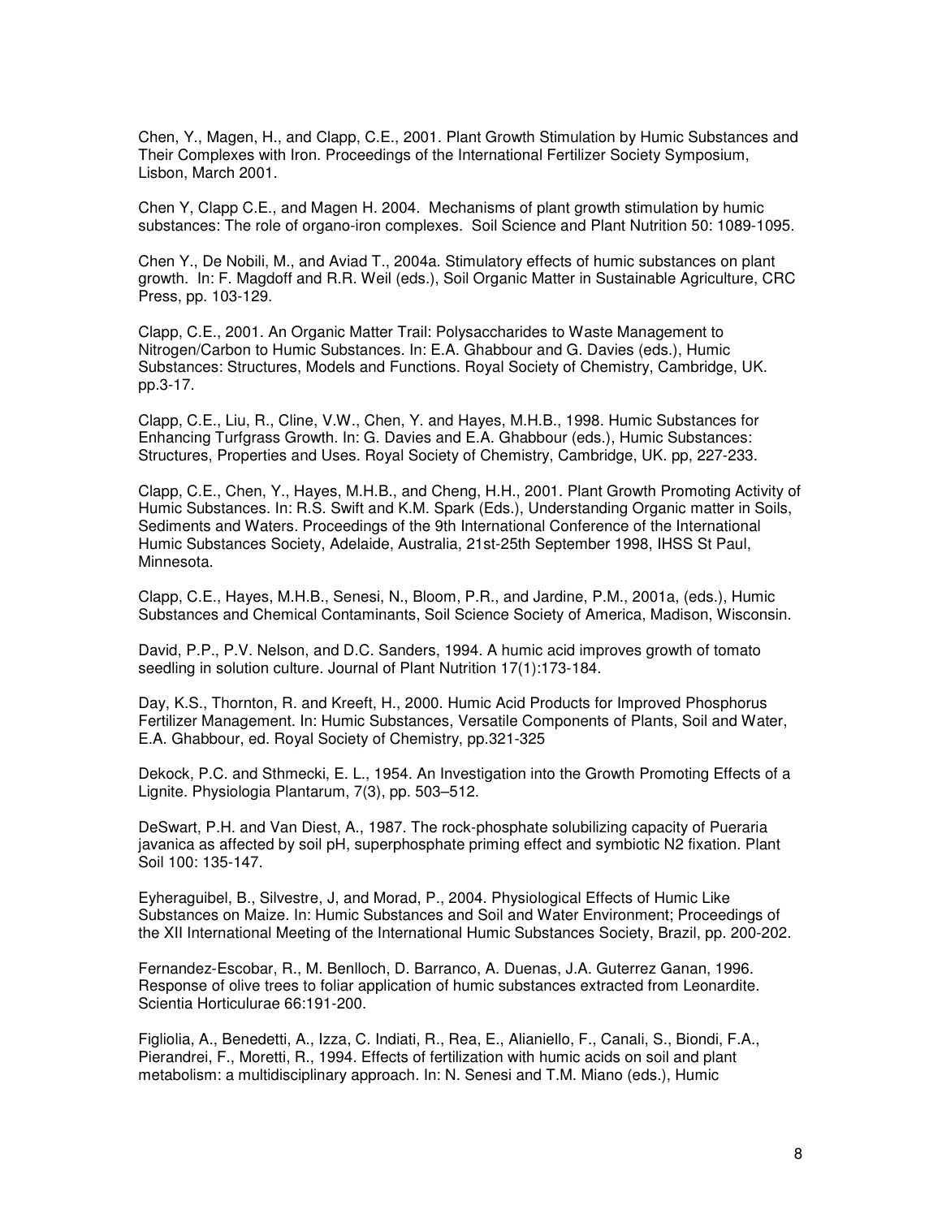Chen, Y., Magen, H., and Clapp, C.E., 2001. Plant Growth Stimulation by Humic Substances and Their Complexes with Iron. Proceedings of the International Fertilizer Society Symposium, Lisbon, March 2001.

Chen Y, Clapp C.E., and Magen H. 2004. Mechanisms of plant growth stimulation by humic substances: The role of organo-iron complexes. Soil Science and Plant Nutrition 50: 1089-1095.

Chen Y., De Nobili, M., and Aviad T., 2004a. Stimulatory effects of humic substances on plant growth. In: F. Magdoff and R.R. Weil (eds.), Soil Organic Matter in Sustainable Agriculture, CRC Press, pp. 103-129.

Clapp, C.E., 2001. An Organic Matter Trail: Polysaccharides to Waste Management to Nitrogen/Carbon to Humic Substances. In: E.A. Ghabbour and G. Davies (eds.), Humic Substances: Structures, Models and Functions. Royal Society of Chemistry, Cambridge, UK. pp.3-17.

Clapp, C.E., Liu, R., Cline, V.W., Chen, Y. and Hayes, M.H.B., 1998. Humic Substances for Enhancing Turfgrass Growth. In: G. Davies and E.A. Ghabbour (eds.), Humic Substances: Structures, Properties and Uses. Royal Society of Chemistry, Cambridge, UK. pp, 227-233.

Clapp, C.E., Chen, Y., Hayes, M.H.B., and Cheng, H.H., 2001. Plant Growth Promoting Activity of Humic Substances. In: R.S. Swift and K.M. Spark (Eds.), Understanding Organic matter in Soils, Sediments and Waters. Proceedings of the 9th International Conference of the International Humic Substances Society, Adelaide, Australia, 21st-25th September 1998, IHSS St Paul, Minnesota.

Clapp, C.E., Hayes, M.H.B., Senesi, N., Bloom, P.R., and Jardine, P.M., 2001a, (eds.), Humic Substances and Chemical Contaminants, Soil Science Society of America, Madison, Wisconsin.

David, P.P., P.V. Nelson, and D.C. Sanders, 1994. A humic acid improves growth of tomato seedling in solution culture. Journal of Plant Nutrition 17(1):173-184.

Day, K.S., Thornton, R. and Kreeft, H., 2000. Humic Acid Products for Improved Phosphorus Fertilizer Management. In: Humic Substances, Versatile Components of Plants, Soil and Water, E.A. Ghabbour, ed. Royal Society of Chemistry, pp.321-325

Dekock, P.C. and Sthmecki, E. L., 1954. An Investigation into the Growth Promoting Effects of a Lignite. Physiologia Plantarum, 7(3), pp. 503–512.

DeSwart, P.H. and Van Diest, A., 1987. The rock-phosphate solubilizing capacity of Pueraria javanica as affected by soil pH, superphosphate priming effect and symbiotic N2 fixation. Plant Soil 100: 135-147.

Eyheraguibel, B., Silvestre, J, and Morad, P., 2004. Physiological Effects of Humic Like Substances on Maize. In: Humic Substances and Soil and Water Environment; Proceedings of the XII International Meeting of the International Humic Substances Society, Brazil, pp. 200-202.

Fernandez-Escobar, R., M. Benlloch, D. Barranco, A. Duenas, J.A. Guterrez Ganan, 1996. Response of olive trees to foliar application of humic substances extracted from Leonardite. Scientia Horticulurae 66:191-200.

Figliolia, A., Benedetti, A., Izza, C. Indiati, R., Rea, E., Alianiello, F., Canali, S., Biondi, F.A., Pierandrei, F., Moretti, R., 1994. Effects of fertilization with humic acids on soil and plant metabolism: a multidisciplinary approach. In: N. Senesi and T.M. Miano (eds.), Humic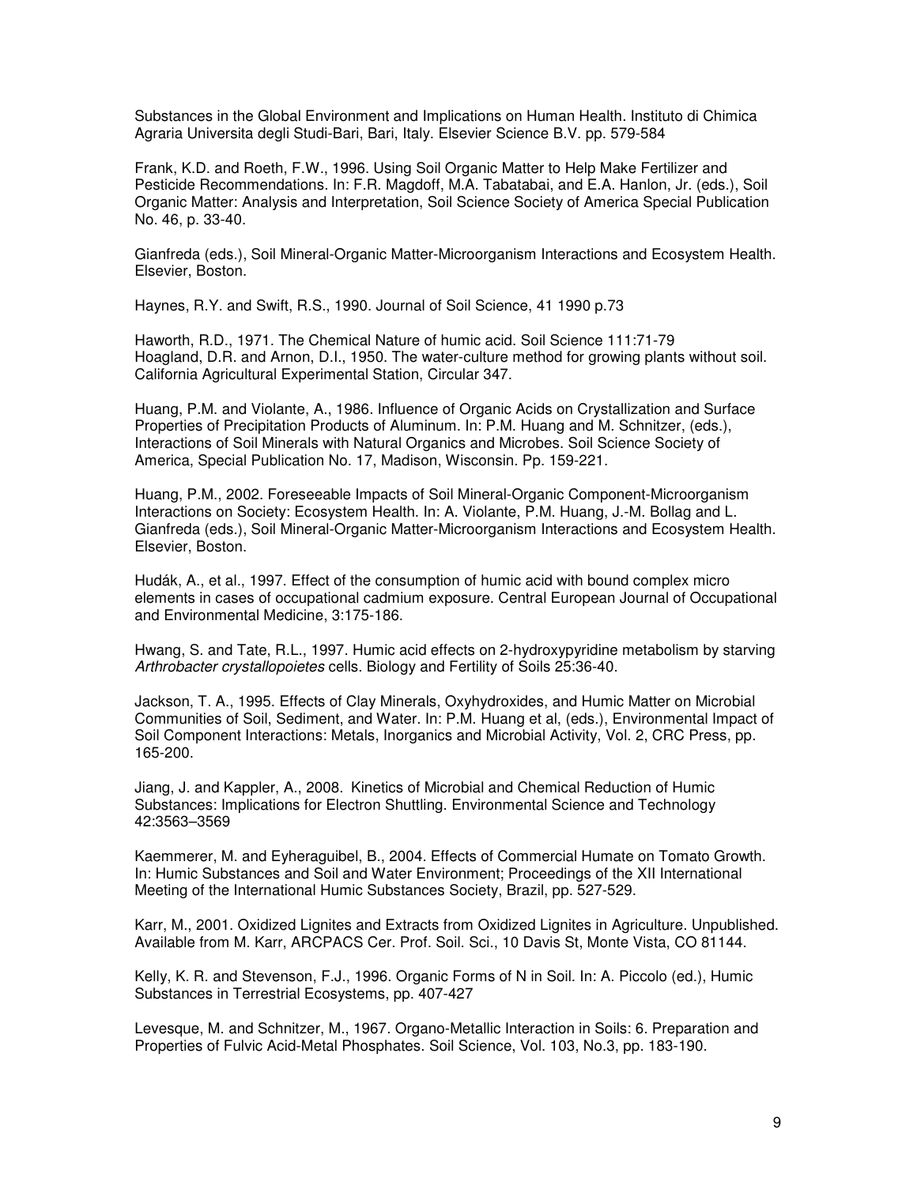Substances in the Global Environment and Implications on Human Health. Instituto di Chimica Agraria Universita degli Studi-Bari, Bari, Italy. Elsevier Science B.V. pp. 579-584

Frank, K.D. and Roeth, F.W., 1996. Using Soil Organic Matter to Help Make Fertilizer and Pesticide Recommendations. In: F.R. Magdoff, M.A. Tabatabai, and E.A. Hanlon, Jr. (eds.), Soil Organic Matter: Analysis and Interpretation, Soil Science Society of America Special Publication No. 46, p. 33-40.

Gianfreda (eds.), Soil Mineral-Organic Matter-Microorganism Interactions and Ecosystem Health. Elsevier, Boston.

Haynes, R.Y. and Swift, R.S., 1990. Journal of Soil Science, 41 1990 p.73

Haworth, R.D., 1971. The Chemical Nature of humic acid. Soil Science 111:71-79
Hoagland, D.R. and Arnon, D.I., 1950. The water-culture method for growing plants without soil. California Agricultural Experimental Station, Circular 347.

Huang, P.M. and Violante, A., 1986. Influence of Organic Acids on Crystallization and Surface Properties of Precipitation Products of Aluminum. In: P.M. Huang and M. Schnitzer, (eds.), Interactions of Soil Minerals with Natural Organics and Microbes. Soil Science Society of America, Special Publication No. 17, Madison, Wisconsin. Pp. 159-221.

Huang, P.M., 2002. Foreseeable Impacts of Soil Mineral-Organic Component-Microorganism Interactions on Society: Ecosystem Health. In: A. Violante, P.M. Huang, J.-M. Bollag and L. Gianfreda (eds.), Soil Mineral-Organic Matter-Microorganism Interactions and Ecosystem Health. Elsevier, Boston.

Hudák, A., et al., 1997. Effect of the consumption of humic acid with bound complex micro elements in cases of occupational cadmium exposure. Central European Journal of Occupational and Environmental Medicine, 3:175-186.

Hwang, S. and Tate, R.L., 1997. Humic acid effects on 2-hydroxypyridine metabolism by starving *Arthrobacter crystallopoietes* cells. Biology and Fertility of Soils 25:36-40.

Jackson, T. A., 1995. Effects of Clay Minerals, Oxyhydroxides, and Humic Matter on Microbial Communities of Soil, Sediment, and Water. In: P.M. Huang et al, (eds.), Environmental Impact of Soil Component Interactions: Metals, Inorganics and Microbial Activity, Vol. 2, CRC Press, pp. 165-200.

Jiang, J. and Kappler, A., 2008. Kinetics of Microbial and Chemical Reduction of Humic Substances: Implications for Electron Shuttling. Environmental Science and Technology 42:3563–3569

Kaemmerer, M. and Eyheraguibel, B., 2004. Effects of Commercial Humate on Tomato Growth. In: Humic Substances and Soil and Water Environment; Proceedings of the XII International Meeting of the International Humic Substances Society, Brazil, pp. 527-529.

Karr, M., 2001. Oxidized Lignites and Extracts from Oxidized Lignites in Agriculture. Unpublished. Available from M. Karr, ARCPACS Cer. Prof. Soil. Sci., 10 Davis St, Monte Vista, CO 81144.

Kelly, K. R. and Stevenson, F.J., 1996. Organic Forms of N in Soil. In: A. Piccolo (ed.), Humic Substances in Terrestrial Ecosystems, pp. 407-427

Levesque, M. and Schnitzer, M., 1967. Organo-Metallic Interaction in Soils: 6. Preparation and Properties of Fulvic Acid-Metal Phosphates. Soil Science, Vol. 103, No.3, pp. 183-190.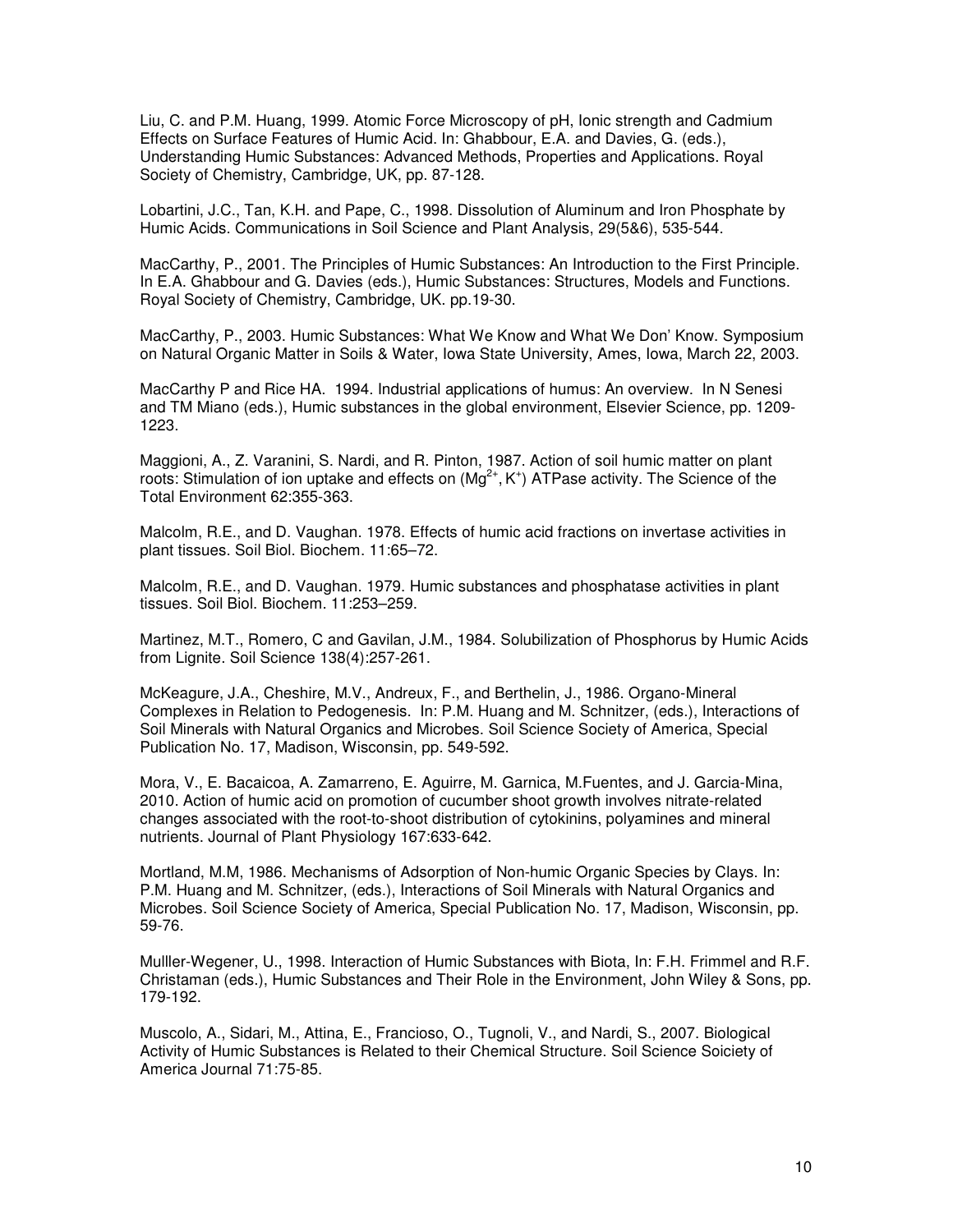Liu, C. and P.M. Huang, 1999. Atomic Force Microscopy of pH, Ionic strength and Cadmium Effects on Surface Features of Humic Acid. In: Ghabbour, E.A. and Davies, G. (eds.), Understanding Humic Substances: Advanced Methods, Properties and Applications. Royal Society of Chemistry, Cambridge, UK, pp. 87-128.

Lobartini, J.C., Tan, K.H. and Pape, C., 1998. Dissolution of Aluminum and Iron Phosphate by Humic Acids. Communications in Soil Science and Plant Analysis, 29(5&6), 535-544.

MacCarthy, P., 2001. The Principles of Humic Substances: An Introduction to the First Principle. In E.A. Ghabbour and G. Davies (eds.), Humic Substances: Structures, Models and Functions. Royal Society of Chemistry, Cambridge, UK. pp.19-30.

MacCarthy, P., 2003. Humic Substances: What We Know and What We Don' Know. Symposium on Natural Organic Matter in Soils & Water, Iowa State University, Ames, Iowa, March 22, 2003.

MacCarthy P and Rice HA. 1994. Industrial applications of humus: An overview. In N Senesi and TM Miano (eds.), Humic substances in the global environment, Elsevier Science, pp. 1209-1223.

Maggioni, A., Z. Varanini, S. Nardi, and R. Pinton, 1987. Action of soil humic matter on plant roots: Stimulation of ion uptake and effects on ($Mg^{2+}$, $K^{+}$) ATPase activity. The Science of the Total Environment 62:355-363.

Malcolm, R.E., and D. Vaughan. 1978. Effects of humic acid fractions on invertase activities in plant tissues. Soil Biol. Biochem. 11:65–72.

Malcolm, R.E., and D. Vaughan. 1979. Humic substances and phosphatase activities in plant tissues. Soil Biol. Biochem. 11:253–259.

Martinez, M.T., Romero, C and Gavilan, J.M., 1984. Solubilization of Phosphorus by Humic Acids from Lignite. Soil Science 138(4):257-261.

McKeagure, J.A., Cheshire, M.V., Andreux, F., and Berthelin, J., 1986. Organo-Mineral Complexes in Relation to Pedogenesis. In: P.M. Huang and M. Schnitzer, (eds.), Interactions of Soil Minerals with Natural Organics and Microbes. Soil Science Society of America, Special Publication No. 17, Madison, Wisconsin, pp. 549-592.

Mora, V., E. Bacaicoa, A. Zamarreno, E. Aguirre, M. Garnica, M.Fuentes, and J. Garcia-Mina, 2010. Action of humic acid on promotion of cucumber shoot growth involves nitrate-related changes associated with the root-to-shoot distribution of cytokinins, polyamines and mineral nutrients. Journal of Plant Physiology 167:633-642.

Mortland, M.M, 1986. Mechanisms of Adsorption of Non-humic Organic Species by Clays. In: P.M. Huang and M. Schnitzer, (eds.), Interactions of Soil Minerals with Natural Organics and Microbes. Soil Science Society of America, Special Publication No. 17, Madison, Wisconsin, pp. 59-76.

Mulller-Wegener, U., 1998. Interaction of Humic Substances with Biota, In: F.H. Frimmel and R.F. Christaman (eds.), Humic Substances and Their Role in the Environment, John Wiley & Sons, pp. 179-192.

Muscolo, A., Sidari, M., Attina, E., Francioso, O., Tugnoli, V., and Nardi, S., 2007. Biological Activity of Humic Substances is Related to their Chemical Structure. Soil Science Soiciety of America Journal 71:75-85.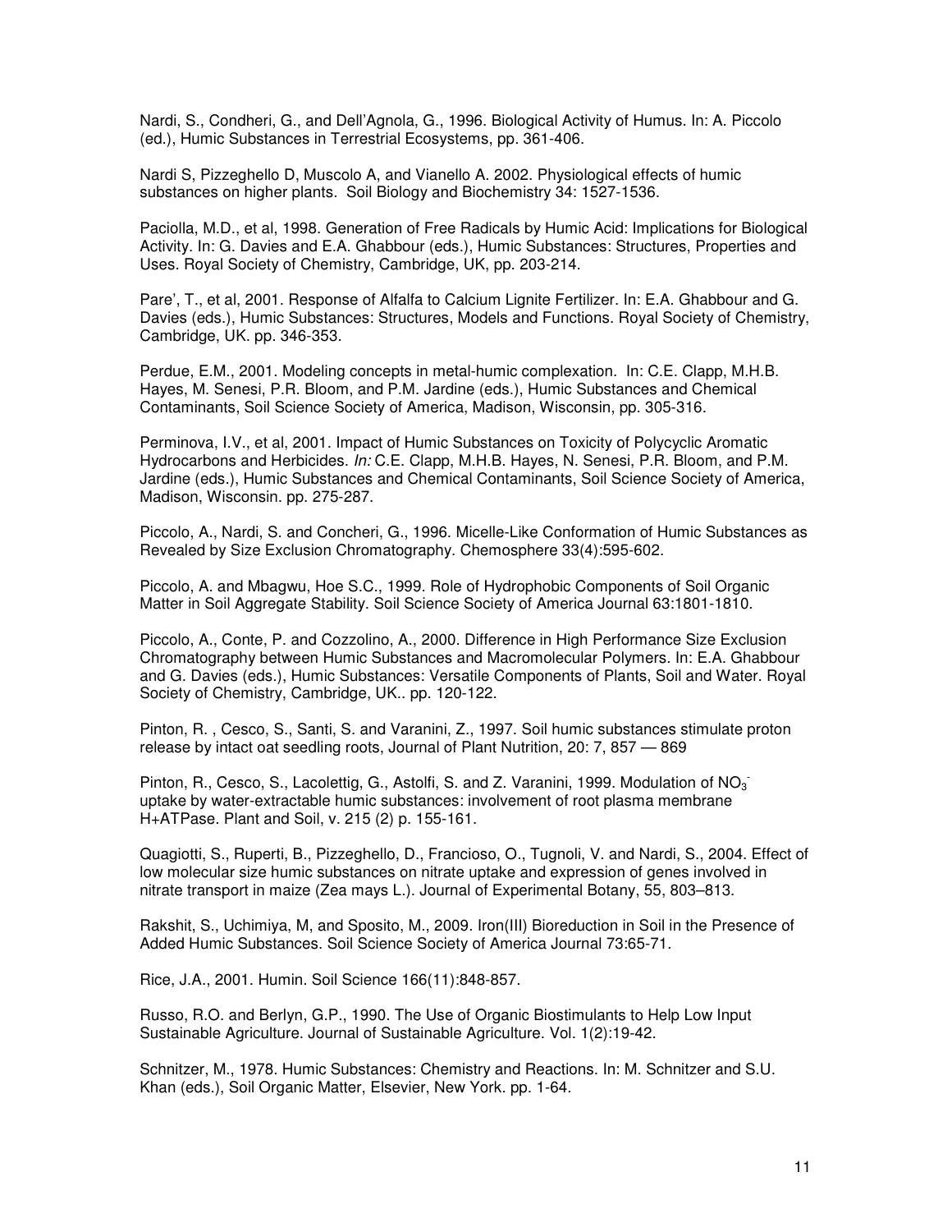Nardi, S., Condheri, G., and Dell'Agnola, G., 1996. Biological Activity of Humus. In: A. Piccolo (ed.), Humic Substances in Terrestrial Ecosystems, pp. 361-406.

Nardi S, Pizzeghello D, Muscolo A, and Vianello A. 2002. Physiological effects of humic substances on higher plants. Soil Biology and Biochemistry 34: 1527-1536.

Paciolla, M.D., et al, 1998. Generation of Free Radicals by Humic Acid: Implications for Biological Activity. In: G. Davies and E.A. Ghabbour (eds.), Humic Substances: Structures, Properties and Uses. Royal Society of Chemistry, Cambridge, UK, pp. 203-214.

Pare', T., et al, 2001. Response of Alfalfa to Calcium Lignite Fertilizer. In: E.A. Ghabbour and G. Davies (eds.), Humic Substances: Structures, Models and Functions. Royal Society of Chemistry, Cambridge, UK. pp. 346-353.

Perdue, E.M., 2001. Modeling concepts in metal-humic complexation. In: C.E. Clapp, M.H.B. Hayes, M. Senesi, P.R. Bloom, and P.M. Jardine (eds.), Humic Substances and Chemical Contaminants, Soil Science Society of America, Madison, Wisconsin, pp. 305-316.

Perminova, I.V., et al, 2001. Impact of Humic Substances on Toxicity of Polycyclic Aromatic Hydrocarbons and Herbicides. *In:* C.E. Clapp, M.H.B. Hayes, N. Senesi, P.R. Bloom, and P.M. Jardine (eds.), Humic Substances and Chemical Contaminants, Soil Science Society of America, Madison, Wisconsin. pp. 275-287.

Piccolo, A., Nardi, S. and Concheri, G., 1996. Micelle-Like Conformation of Humic Substances as Revealed by Size Exclusion Chromatography. Chemosphere 33(4):595-602.

Piccolo, A. and Mbagwu, Hoe S.C., 1999. Role of Hydrophobic Components of Soil Organic Matter in Soil Aggregate Stability. Soil Science Society of America Journal 63:1801-1810.

Piccolo, A., Conte, P. and Cozzolino, A., 2000. Difference in High Performance Size Exclusion Chromatography between Humic Substances and Macromolecular Polymers. In: E.A. Ghabbour and G. Davies (eds.), Humic Substances: Versatile Components of Plants, Soil and Water. Royal Society of Chemistry, Cambridge, UK.. pp. 120-122.

Pinton, R. , Cesco, S., Santi, S. and Varanini, Z., 1997. Soil humic substances stimulate proton release by intact oat seedling roots, Journal of Plant Nutrition, 20: 7, 857 — 869

Pinton, R., Cesco, S., Lacolettig, G., Astolfi, S. and Z. Varanini, 1999. Modulation of $NO_3^-$ uptake by water-extractable humic substances: involvement of root plasma membrane H+ATPase. Plant and Soil, v. 215 (2) p. 155-161.

Quagiotti, S., Ruperti, B., Pizzeghello, D., Francioso, O., Tugnoli, V. and Nardi, S., 2004. Effect of low molecular size humic substances on nitrate uptake and expression of genes involved in nitrate transport in maize (Zea mays L.). Journal of Experimental Botany, 55, 803–813.

Rakshit, S., Uchimiya, M, and Sposito, M., 2009. Iron(III) Bioreduction in Soil in the Presence of Added Humic Substances. Soil Science Society of America Journal 73:65-71.

Rice, J.A., 2001. Humin. Soil Science 166(11):848-857.

Russo, R.O. and Berlyn, G.P., 1990. The Use of Organic Biostimulants to Help Low Input Sustainable Agriculture. Journal of Sustainable Agriculture. Vol. 1(2):19-42.

Schnitzer, M., 1978. Humic Substances: Chemistry and Reactions. In: M. Schnitzer and S.U. Khan (eds.), Soil Organic Matter, Elsevier, New York. pp. 1-64.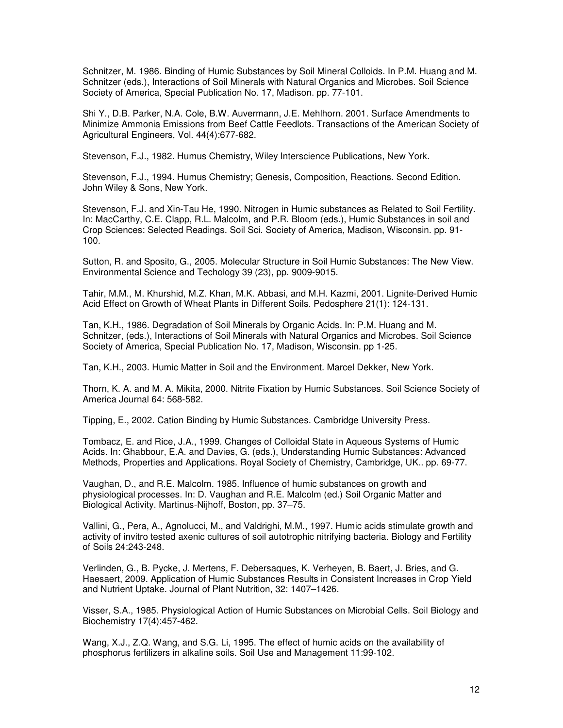Schnitzer, M. 1986. Binding of Humic Substances by Soil Mineral Colloids. In P.M. Huang and M. Schnitzer (eds.), Interactions of Soil Minerals with Natural Organics and Microbes. Soil Science Society of America, Special Publication No. 17, Madison. pp. 77-101.

Shi Y., D.B. Parker, N.A. Cole, B.W. Auvermann, J.E. Mehlhorn. 2001. Surface Amendments to Minimize Ammonia Emissions from Beef Cattle Feedlots. Transactions of the American Society of Agricultural Engineers, Vol. 44(4):677-682.

Stevenson, F.J., 1982. Humus Chemistry, Wiley Interscience Publications, New York.

Stevenson, F.J., 1994. Humus Chemistry; Genesis, Composition, Reactions. Second Edition. John Wiley & Sons, New York.

Stevenson, F.J. and Xin-Tau He, 1990. Nitrogen in Humic substances as Related to Soil Fertility. In: MacCarthy, C.E. Clapp, R.L. Malcolm, and P.R. Bloom (eds.), Humic Substances in soil and Crop Sciences: Selected Readings. Soil Sci. Society of America, Madison, Wisconsin. pp. 91-100.

Sutton, R. and Sposito, G., 2005. Molecular Structure in Soil Humic Substances: The New View. Environmental Science and Techology 39 (23), pp. 9009-9015.

Tahir, M.M., M. Khurshid, M.Z. Khan, M.K. Abbasi, and M.H. Kazmi, 2001. Lignite-Derived Humic Acid Effect on Growth of Wheat Plants in Different Soils. Pedosphere 21(1): 124-131.

Tan, K.H., 1986. Degradation of Soil Minerals by Organic Acids. In: P.M. Huang and M. Schnitzer, (eds.), Interactions of Soil Minerals with Natural Organics and Microbes. Soil Science Society of America, Special Publication No. 17, Madison, Wisconsin. pp 1-25.

Tan, K.H., 2003. Humic Matter in Soil and the Environment. Marcel Dekker, New York.

Thorn, K. A. and M. A. Mikita, 2000. Nitrite Fixation by Humic Substances. Soil Science Society of America Journal 64: 568-582.

Tipping, E., 2002. Cation Binding by Humic Substances. Cambridge University Press.

Tombacz, E. and Rice, J.A., 1999. Changes of Colloidal State in Aqueous Systems of Humic Acids. In: Ghabbour, E.A. and Davies, G. (eds.), Understanding Humic Substances: Advanced Methods, Properties and Applications. Royal Society of Chemistry, Cambridge, UK.. pp. 69-77.

Vaughan, D., and R.E. Malcolm. 1985. Influence of humic substances on growth and physiological processes. In: D. Vaughan and R.E. Malcolm (ed.) Soil Organic Matter and Biological Activity. Martinus-Nijhoff, Boston, pp. 37–75.

Vallini, G., Pera, A., Agnolucci, M., and Valdrighi, M.M., 1997. Humic acids stimulate growth and activity of invitro tested axenic cultures of soil autotrophic nitrifying bacteria. Biology and Fertility of Soils 24:243-248.

Verlinden, G., B. Pycke, J. Mertens, F. Debersaques, K. Verheyen, B. Baert, J. Bries, and G. Haesaert, 2009. Application of Humic Substances Results in Consistent Increases in Crop Yield and Nutrient Uptake. Journal of Plant Nutrition, 32: 1407–1426.

Visser, S.A., 1985. Physiological Action of Humic Substances on Microbial Cells. Soil Biology and Biochemistry 17(4):457-462.

Wang, X.J., Z.Q. Wang, and S.G. Li, 1995. The effect of humic acids on the availability of phosphorus fertilizers in alkaline soils. Soil Use and Management 11:99-102.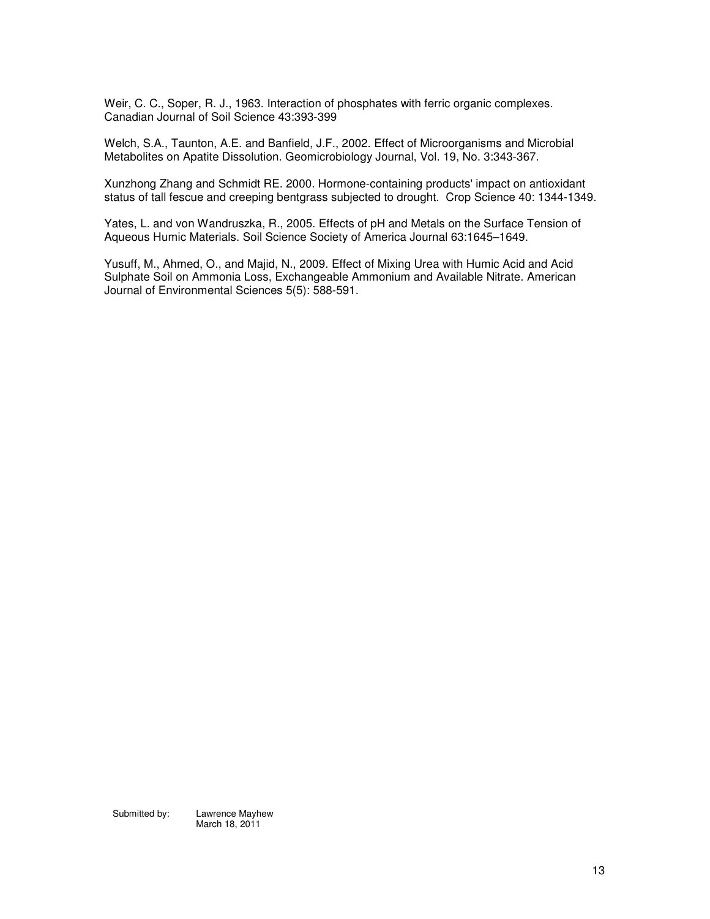Weir, C. C., Soper, R. J., 1963. Interaction of phosphates with ferric organic complexes. Canadian Journal of Soil Science 43:393-399

Welch, S.A., Taunton, A.E. and Banfield, J.F., 2002. Effect of Microorganisms and Microbial Metabolites on Apatite Dissolution. Geomicrobiology Journal, Vol. 19, No. 3:343-367.

Xunzhong Zhang and Schmidt RE. 2000. Hormone-containing products' impact on antioxidant status of tall fescue and creeping bentgrass subjected to drought. Crop Science 40: 1344-1349.

Yates, L. and von Wandruszka, R., 2005. Effects of pH and Metals on the Surface Tension of Aqueous Humic Materials. Soil Science Society of America Journal 63:1645–1649.

Yusuff, M., Ahmed, O., and Majid, N., 2009. Effect of Mixing Urea with Humic Acid and Acid Sulphate Soil on Ammonia Loss, Exchangeable Ammonium and Available Nitrate. American Journal of Environmental Sciences 5(5): 588-591.

Submitted by: Lawrence Mayhew  
March 18, 2011